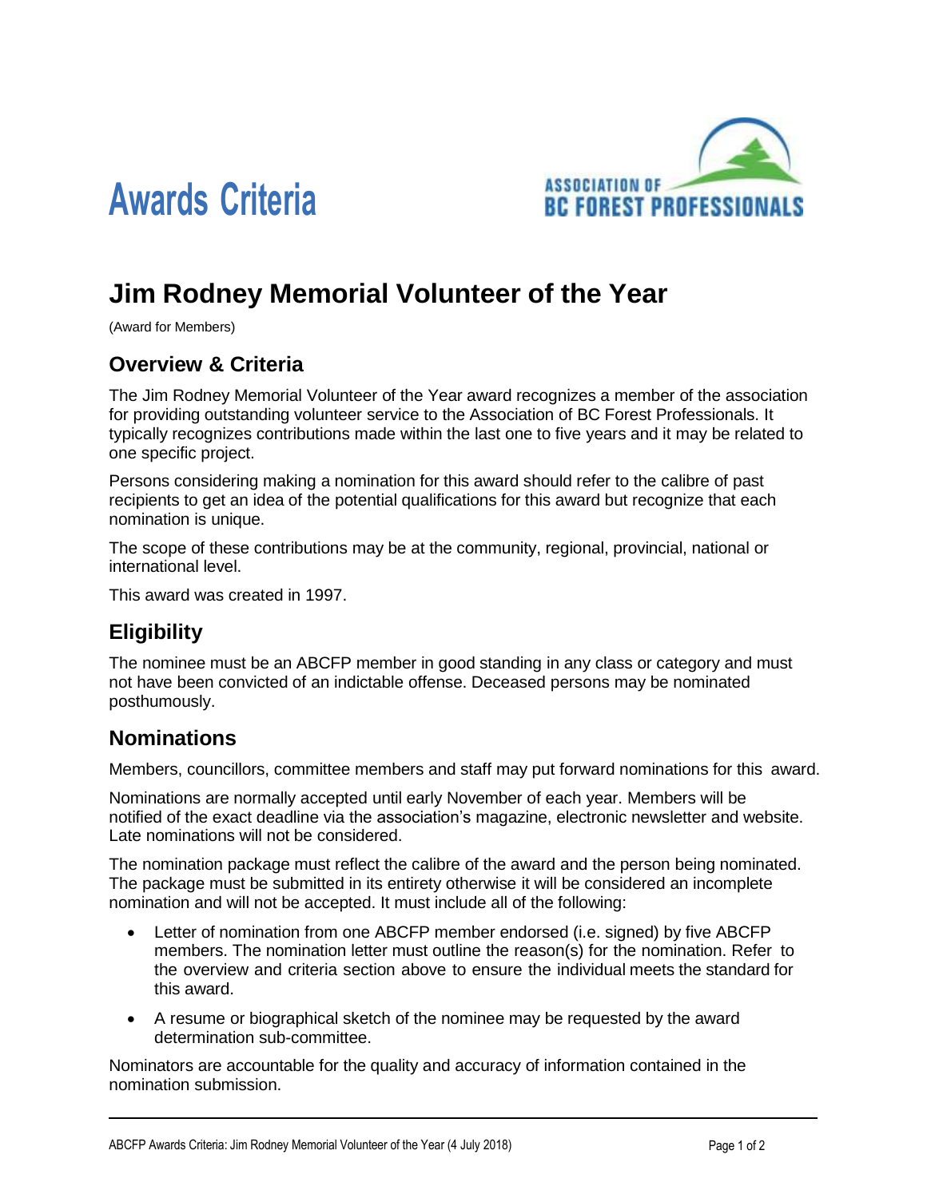# Awards Criteria

ASSOCIATION OF BC FOREST PROFESSIONALS

## Jim Rodney Memorial Volunteer of the Year

(Award for Members)

### Overview & Criteria

The Jim Rodney Memorial Volunteer of the Year award recognizes a member of the association for providing outstanding volunteer service to the Association of BC Forest Professionals. It typically recognizes contributions made within the last one to five years and it may be related to one specific project.

Persons considering making a nomination for this award should refer to the calibre of past recipients to get an idea of the potential qualifications for this award but recognize that each nomination is unique.

The scope of these contributions may be at the community, regional, provincial, national or international level.

This award was created in 1997.

### Eligibility

The nominee must be an ABCFP member in good standing in any class or category and must not have been convicted of an indictable offense. Deceased persons may be nominated posthumously.

### Nominations

Members, councillors, committee members and staff may put forward nominations for this award.

Nominations are normally accepted until early November of each year. Members will be notified of the exact deadline via the association's magazine, electronic newsletter and website. Late nominations will not be considered.

The nomination package must reflect the calibre of the award and the person being nominated. The package must be submitted in its entirety otherwise it will be considered an incomplete nomination and will not be accepted. It must include all of the following:

- Letter of nomination from one ABCFP member endorsed (i.e. signed) by five ABCFP members. The nomination letter must outline the reason(s) for the nomination. Refer to the overview and criteria section above to ensure the individual meets the standard for this award.
- A resume or biographical sketch of the nominee may be requested by the award determination sub-committee.

Nominators are accountable for the quality and accuracy of information contained in the nomination submission.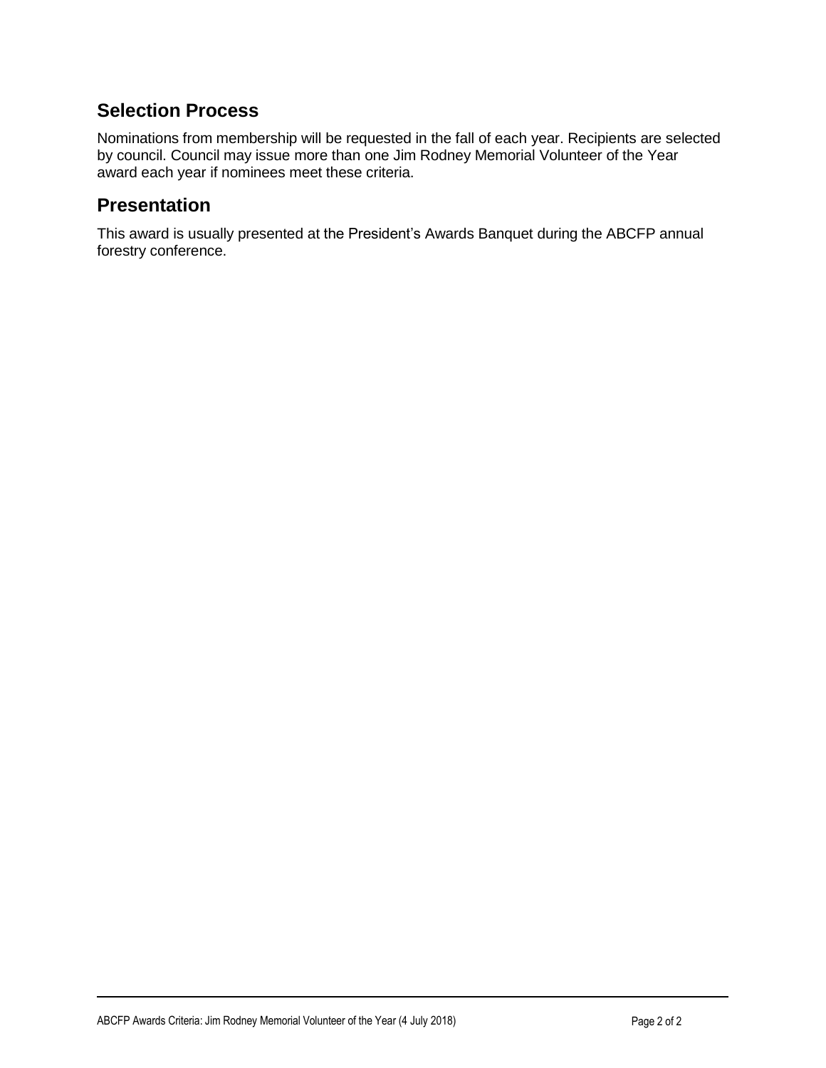## Selection Process

Nominations from membership will be requested in the fall of each year. Recipients are selected by council. Council may issue more than one Jim Rodney Memorial Volunteer of the Year award each year if nominees meet these criteria.

## Presentation

This award is usually presented at the President's Awards Banquet during the ABCFP annual forestry conference.